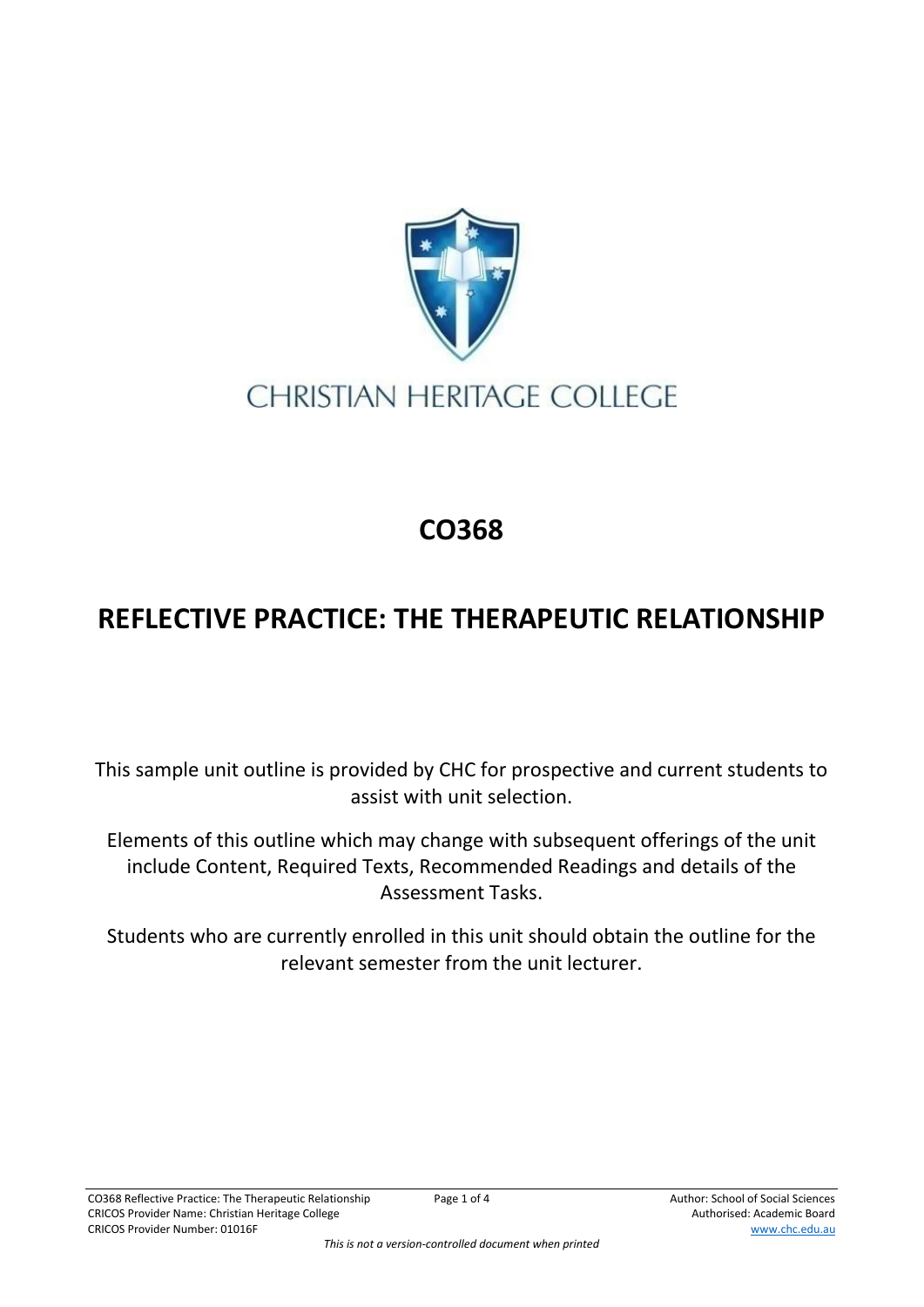CHRISTIAN HERITAGE COLLEGE

# CO368

# REFLECTIVE PRACTICE: THE THERAPEUTIC RELATIONSHIP

This sample unit outline is provided by CHC for prospective and current students to assist with unit selection.

Elements of this outline which may change with subsequent offerings of the unit include Content, Required Texts, Recommended Readings and details of the Assessment Tasks.

Students who are currently enrolled in this unit should obtain the outline for the relevant semester from the unit lecturer.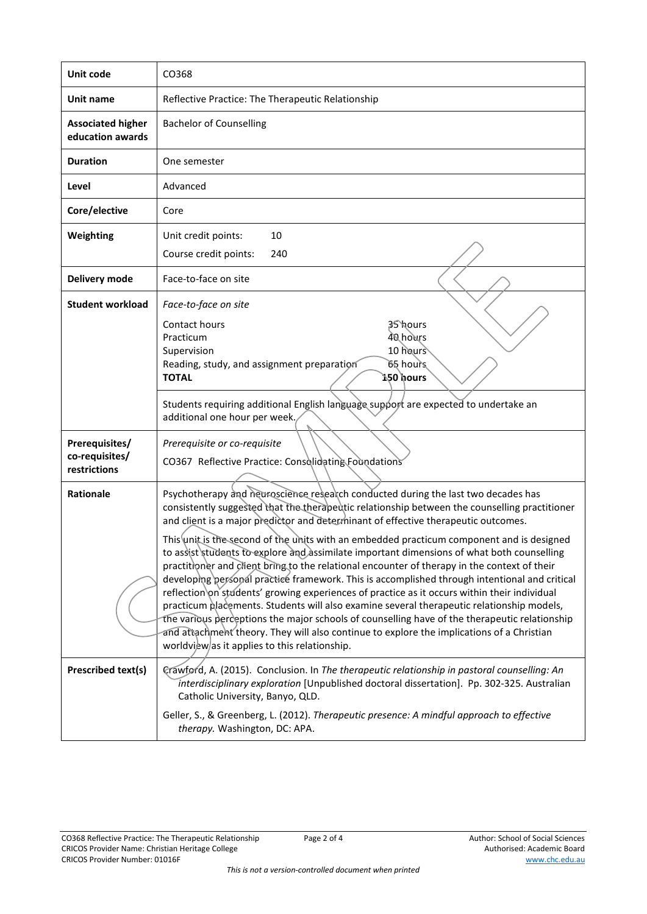| Unit code | CO368 |
| --- | --- |
| **Unit name** | Reflective Practice: The Therapeutic Relationship |
| **Associated higher education awards** | Bachelor of Counselling |
| **Duration** | One semester |
| **Level** | Advanced |
| **Core/elective** | Core |
| **Weighting** | Unit credit points: 10<br>Course credit points: 240 |
| **Delivery mode** | Face-to-face on site |
| **Student workload** | *Face-to-face on site*<br>Contact hours 35 hours<br>Practicum 40 hours<br>Supervision 10 hours<br>Reading, study, and assignment preparation 65 hours<br>**TOTAL** **150 hours**<br><br>Students requiring additional English language support are expected to undertake an additional one hour per week. |
| **Prerequisites/ co-requisites/ restrictions** | *Prerequisite or co-requisite*<br>CO367 Reflective Practice: Consolidating Foundations |
| **Rationale** | Psychotherapy and neuroscience research conducted during the last two decades has consistently suggested that the therapeutic relationship between the counselling practitioner and client is a major predictor and determinant of effective therapeutic outcomes.<br><br>This unit is the second of the units with an embedded practicum component and is designed to assist students to explore and assimilate important dimensions of what both counselling practitioner and client bring to the relational encounter of therapy in the context of their developing personal practice framework. This is accomplished through intentional and critical reflection on students' growing experiences of practice as it occurs within their individual practicum placements. Students will also examine several therapeutic relationship models, the various perceptions the major schools of counselling have of the therapeutic relationship and attachment theory. They will also continue to explore the implications of a Christian worldview as it applies to this relationship. |
| **Prescribed text(s)** | Crawford, A. (2015). Conclusion. In *The therapeutic relationship in pastoral counselling: An interdisciplinary exploration* [Unpublished doctoral dissertation]. Pp. 302-325. Australian Catholic University, Banyo, QLD.<br><br>Geller, S., & Greenberg, L. (2012). *Therapeutic presence: A mindful approach to effective therapy.* Washington, DC: APA. |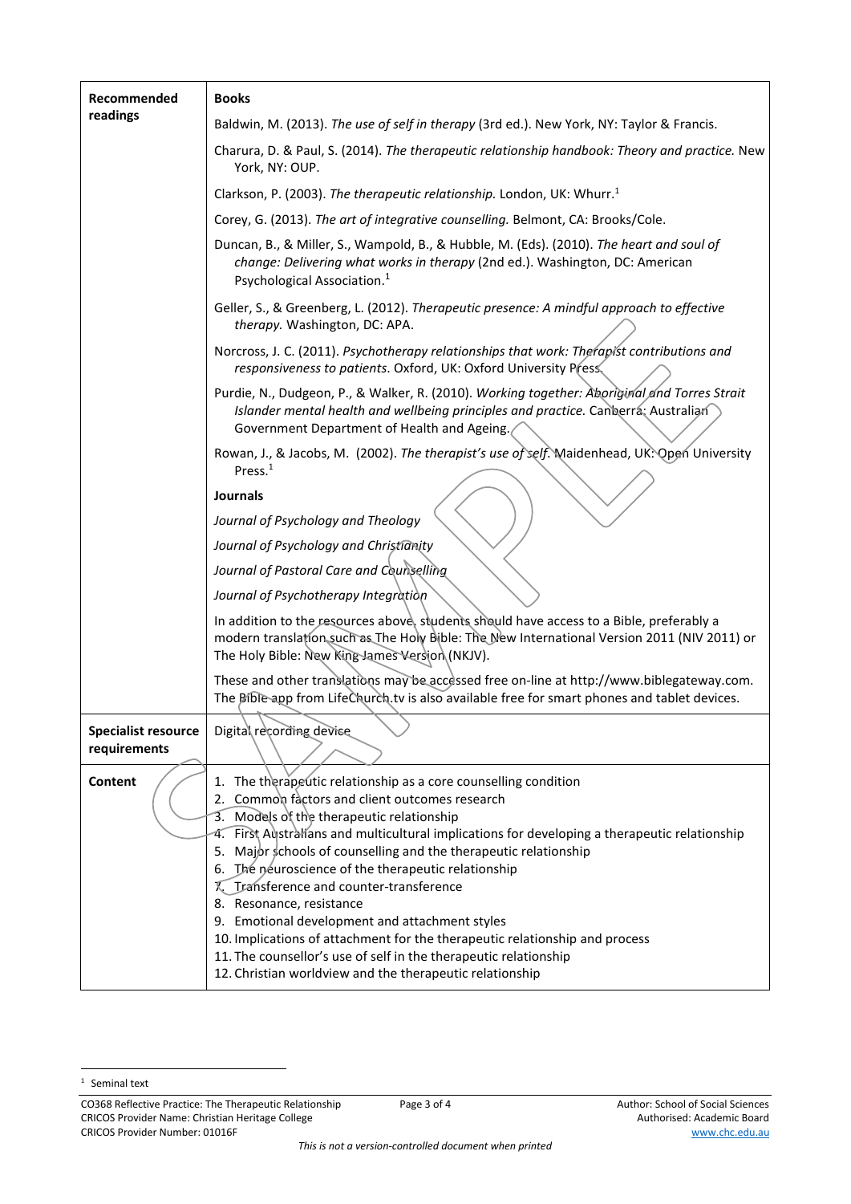| | |
|---|---|
| **Recommended readings** | **Books** |
| | Baldwin, M. (2013). *The use of self in therapy* (3rd ed.). New York, NY: Taylor & Francis. |
| | Charura, D. & Paul, S. (2014). *The therapeutic relationship handbook: Theory and practice.* New York, NY: OUP. |
| | Clarkson, P. (2003). *The therapeutic relationship.* London, UK: Whurr.[1] |
| | Corey, G. (2013). *The art of integrative counselling.* Belmont, CA: Brooks/Cole. |
| | Duncan, B., & Miller, S., Wampold, B., & Hubble, M. (Eds). (2010). *The heart and soul of change: Delivering what works in therapy* (2nd ed.). Washington, DC: American Psychological Association.[1] |
| | Geller, S., & Greenberg, L. (2012). *Therapeutic presence: A mindful approach to effective therapy.* Washington, DC: APA. |
| | Norcross, J. C. (2011). *Psychotherapy relationships that work: Therapist contributions and responsiveness to patients*. Oxford, UK: Oxford University Press. |
| | Purdie, N., Dudgeon, P., & Walker, R. (2010). *Working together: Aboriginal and Torres Strait Islander mental health and wellbeing principles and practice.* Canberra: Australian Government Department of Health and Ageing. |
| | Rowan, J., & Jacobs, M. (2002). *The therapist's use of self*. Maidenhead, UK: Open University Press.[1] |
| | **Journals** |
| | *Journal of Psychology and Theology* |
| | *Journal of Psychology and Christianity* |
| | *Journal of Pastoral Care and Counselling* |
| | *Journal of Psychotherapy Integration* |
| | In addition to the resources above, students should have access to a Bible, preferably a modern translation such as The Holy Bible: The New International Version 2011 (NIV 2011) or The Holy Bible: New King James Version (NKJV). |
| | These and other translations may be accessed free on-line at http://www.biblegateway.com. The Bible app from LifeChurch.tv is also available free for smart phones and tablet devices. |
| **Specialist resource requirements** | Digital recording device |
| **Content** | 1. The therapeutic relationship as a core counselling condition<br>2. Common factors and client outcomes research<br>3. Models of the therapeutic relationship<br>4. First Australians and multicultural implications for developing a therapeutic relationship<br>5. Major schools of counselling and the therapeutic relationship<br>6. The neuroscience of the therapeutic relationship<br>7. Transference and counter-transference<br>8. Resonance, resistance<br>9. Emotional development and attachment styles<br>10. Implications of attachment for the therapeutic relationship and process<br>11. The counsellor's use of self in the therapeutic relationship<br>12. Christian worldview and the therapeutic relationship |

[1] Seminal text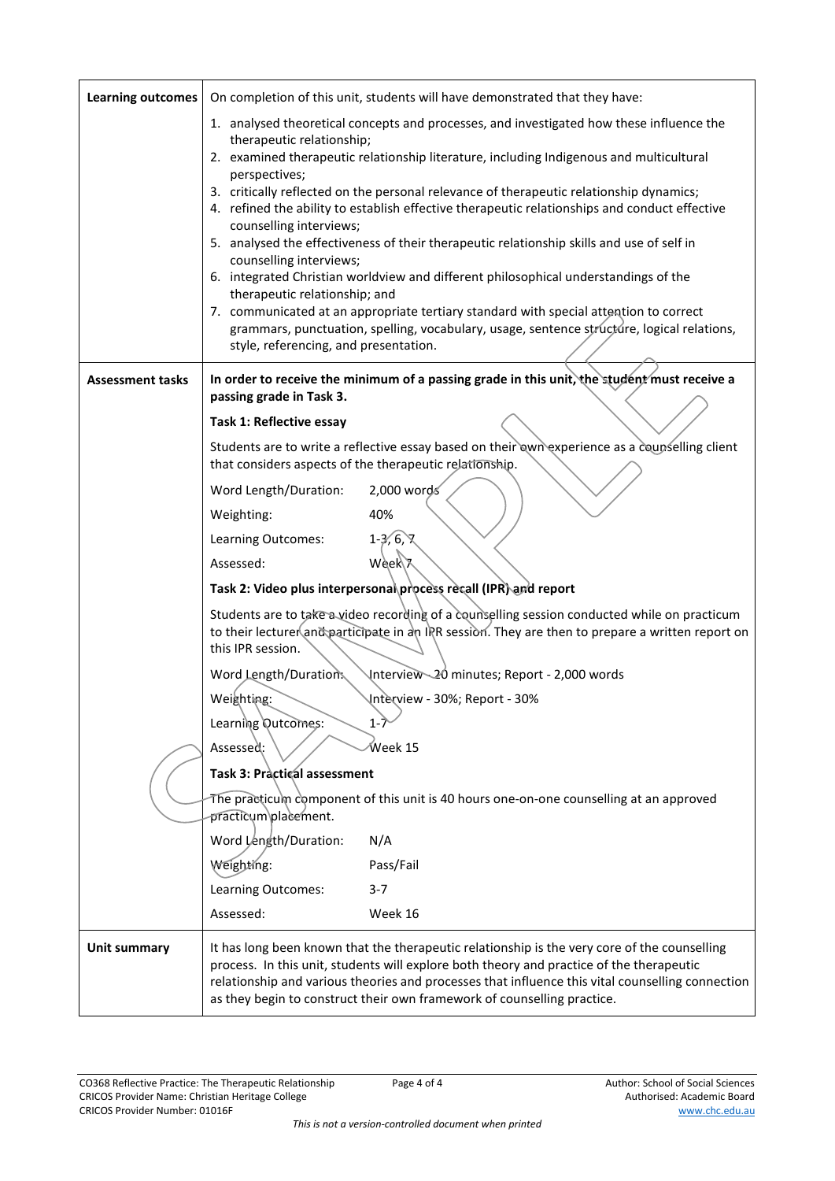| | |
|---|---|
| **Learning outcomes** | On completion of this unit, students will have demonstrated that they have:<br>1. analysed theoretical concepts and processes, and investigated how these influence the therapeutic relationship;<br>2. examined therapeutic relationship literature, including Indigenous and multicultural perspectives;<br>3. critically reflected on the personal relevance of therapeutic relationship dynamics;<br>4. refined the ability to establish effective therapeutic relationships and conduct effective counselling interviews;<br>5. analysed the effectiveness of their therapeutic relationship skills and use of self in counselling interviews;<br>6. integrated Christian worldview and different philosophical understandings of the therapeutic relationship; and<br>7. communicated at an appropriate tertiary standard with special attention to correct grammars, punctuation, spelling, vocabulary, usage, sentence structure, logical relations, style, referencing, and presentation. |
| **Assessment tasks** | **In order to receive the minimum of a passing grade in this unit, the student must receive a passing grade in Task 3.**<br>**Task 1: Reflective essay**<br>Students are to write a reflective essay based on their own experience as a counselling client that considers aspects of the therapeutic relationship.<br>Word Length/Duration: 2,000 words<br>Weighting: 40%<br>Learning Outcomes: 1-3, 6, 7<br>Assessed: Week 7<br>**Task 2: Video plus interpersonal process recall (IPR) and report**<br>Students are to take a video recording of a counselling session conducted while on practicum to their lecturer and participate in an IPR session. They are then to prepare a written report on this IPR session.<br>Word Length/Duration: Interview - 20 minutes; Report - 2,000 words<br>Weighting: Interview - 30%; Report - 30%<br>Learning Outcomes: 1-7<br>Assessed: Week 15<br>**Task 3: Practical assessment**<br>The practicum component of this unit is 40 hours one-on-one counselling at an approved practicum placement.<br>Word Length/Duration: N/A<br>Weighting: Pass/Fail<br>Learning Outcomes: 3-7<br>Assessed: Week 16 |
| **Unit summary** | It has long been known that the therapeutic relationship is the very core of the counselling process. In this unit, students will explore both theory and practice of the therapeutic relationship and various theories and processes that influence this vital counselling connection as they begin to construct their own framework of counselling practice. |